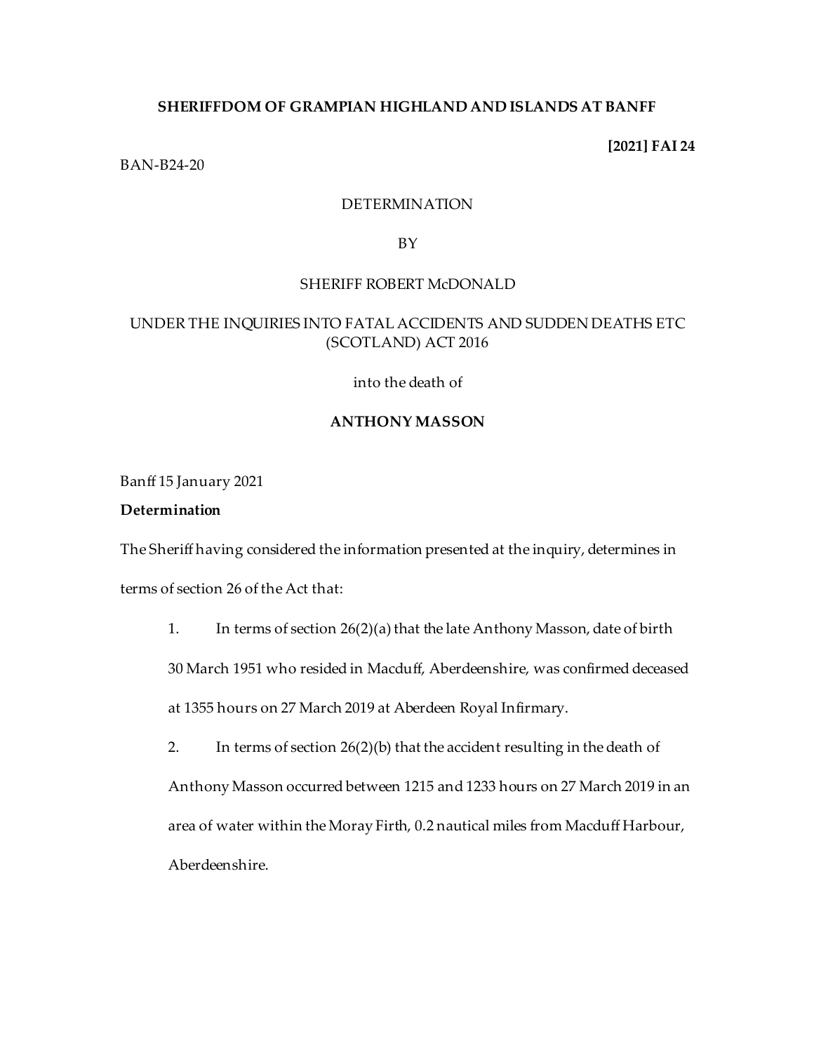**SHERIFFDOM OF GRAMPIAN HIGHLAND AND ISLANDS AT BANFF**

**[2021] FAI 24**

BAN-B24-20

DETERMINATION

BY

SHERIFF ROBERT McDONALD

UNDER THE INQUIRIES INTO FATAL ACCIDENTS AND SUDDEN DEATHS ETC (SCOTLAND) ACT 2016

into the death of

**ANTHONY MASSON**

Banff 15 January 2021

**Determination**

The Sheriff having considered the information presented at the inquiry, determines in terms of section 26 of the Act that:

1. In terms of section 26(2)(a) that the late Anthony Masson, date of birth 30 March 1951 who resided in Macduff, Aberdeenshire, was confirmed deceased at 1355 hours on 27 March 2019 at Aberdeen Royal Infirmary.

2. In terms of section 26(2)(b) that the accident resulting in the death of Anthony Masson occurred between 1215 and 1233 hours on 27 March 2019 in an area of water within the Moray Firth, 0.2 nautical miles from Macduff Harbour, Aberdeenshire.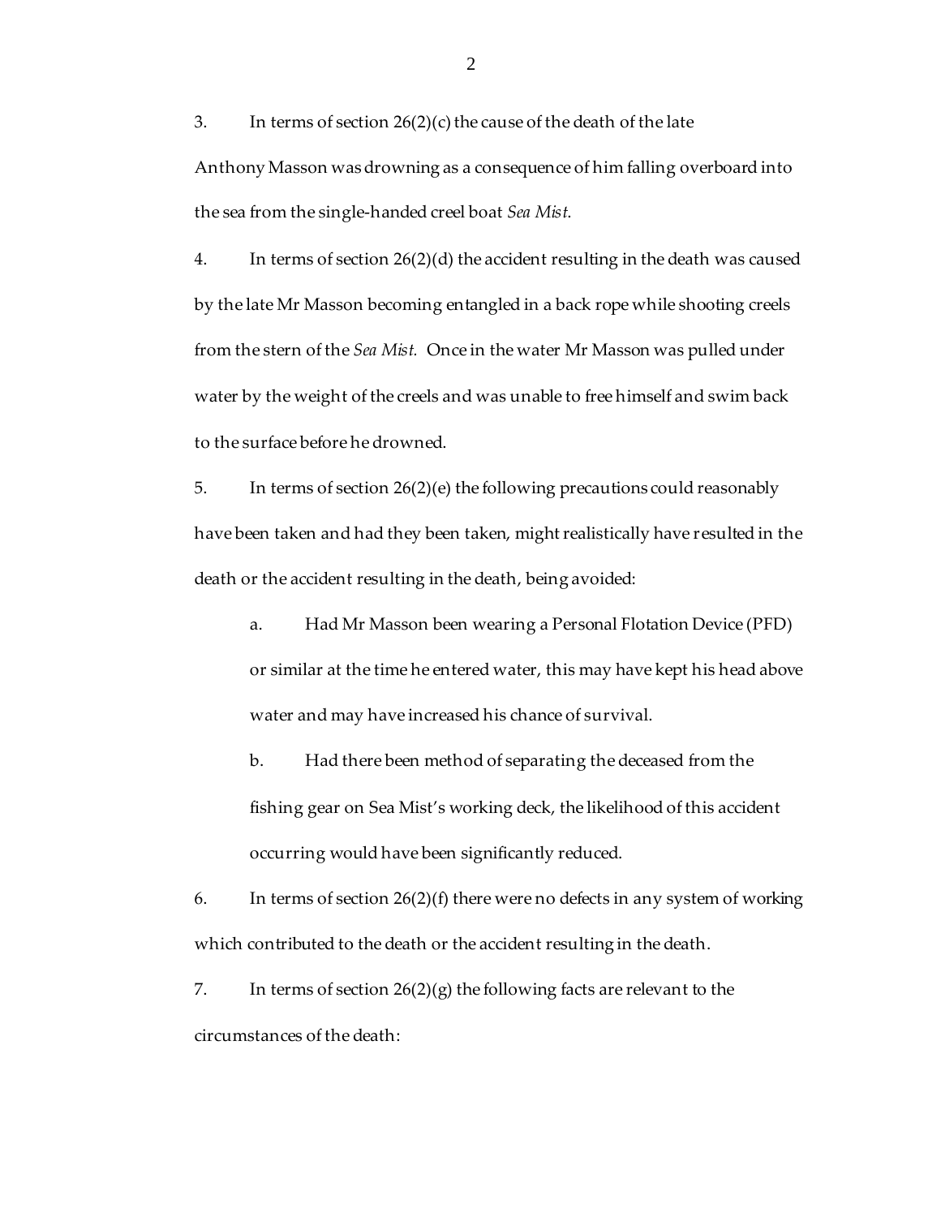3. In terms of section 26(2)(c) the cause of the death of the late Anthony Masson was drowning as a consequence of him falling overboard into the sea from the single-handed creel boat *Sea Mist*.

4. In terms of section 26(2)(d) the accident resulting in the death was caused by the late Mr Masson becoming entangled in a back rope while shooting creels from the stern of the *Sea Mist.* Once in the water Mr Masson was pulled under water by the weight of the creels and was unable to free himself and swim back to the surface before he drowned.

5. In terms of section 26(2)(e) the following precautions could reasonably have been taken and had they been taken, might realistically have resulted in the death or the accident resulting in the death, being avoided:

   a. Had Mr Masson been wearing a Personal Flotation Device (PFD) or similar at the time he entered water, this may have kept his head above water and may have increased his chance of survival.

   b. Had there been method of separating the deceased from the fishing gear on Sea Mist's working deck, the likelihood of this accident occurring would have been significantly reduced.

6. In terms of section 26(2)(f) there were no defects in any system of working which contributed to the death or the accident resulting in the death.

7. In terms of section 26(2)(g) the following facts are relevant to the circumstances of the death: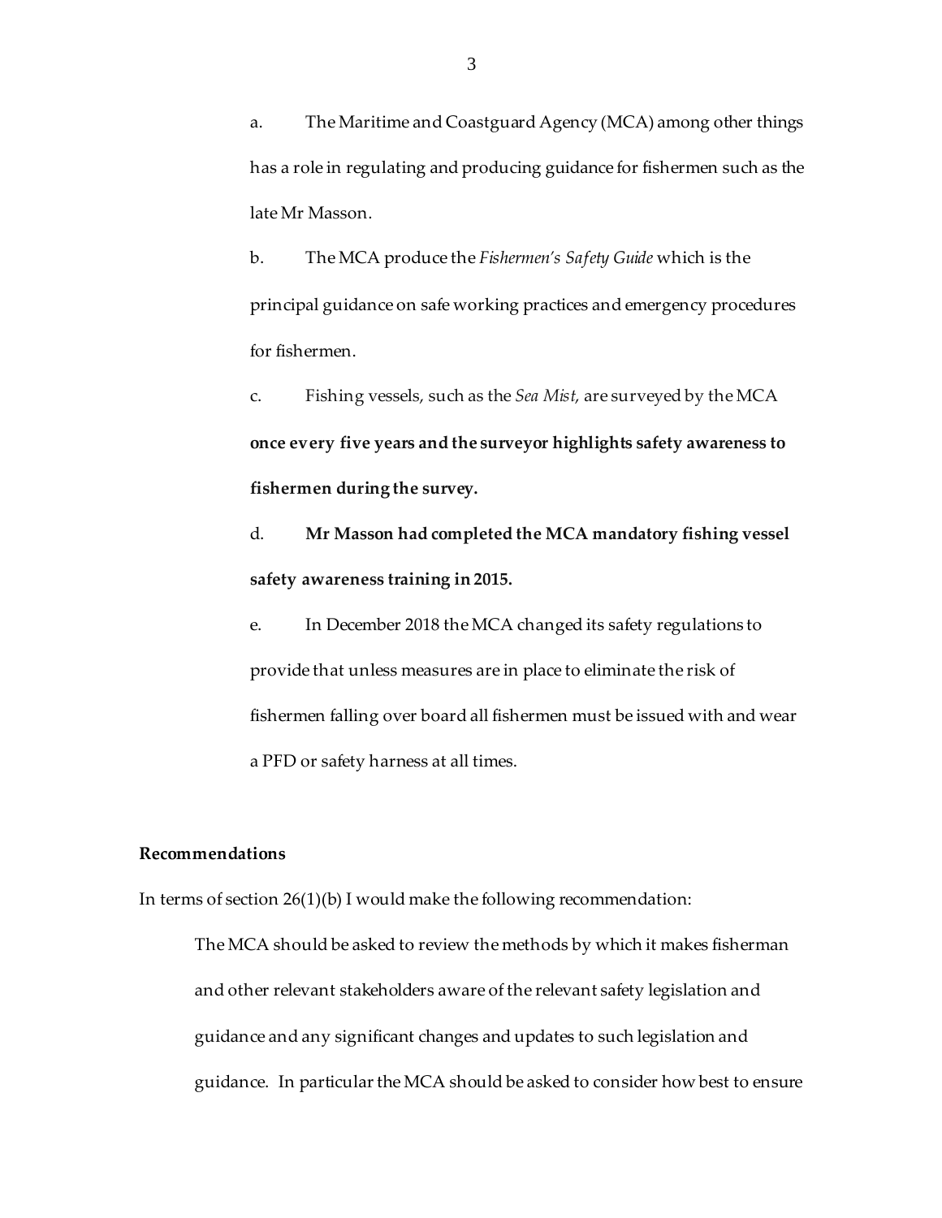a. The Maritime and Coastguard Agency (MCA) among other things has a role in regulating and producing guidance for fishermen such as the late Mr Masson.

b. The MCA produce the *Fishermen's Safety Guide* which is the principal guidance on safe working practices and emergency procedures for fishermen.

c. Fishing vessels, such as the *Sea Mist*, are surveyed by the MCA **once every five years and the surveyor highlights safety awareness to fishermen during the survey.**

d. **Mr Masson had completed the MCA mandatory fishing vessel safety awareness training in 2015.**

e. In December 2018 the MCA changed its safety regulations to provide that unless measures are in place to eliminate the risk of fishermen falling over board all fishermen must be issued with and wear a PFD or safety harness at all times.

**Recommendations**

In terms of section 26(1)(b) I would make the following recommendation:

The MCA should be asked to review the methods by which it makes fisherman and other relevant stakeholders aware of the relevant safety legislation and guidance and any significant changes and updates to such legislation and guidance. In particular the MCA should be asked to consider how best to ensure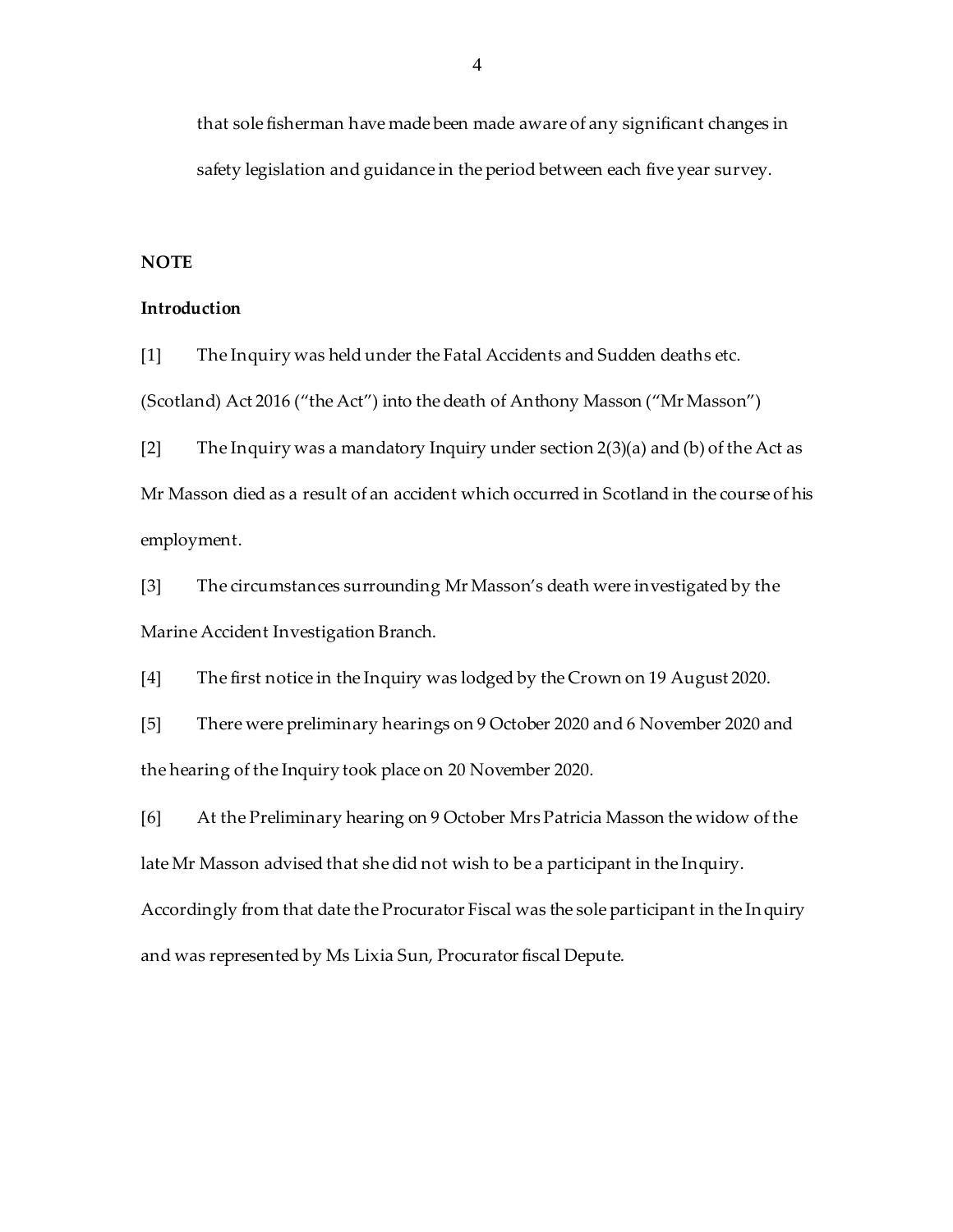that sole fisherman have made been made aware of any significant changes in safety legislation and guidance in the period between each five year survey.

**NOTE**

**Introduction**

[1] The Inquiry was held under the Fatal Accidents and Sudden deaths etc. (Scotland) Act 2016 ("the Act") into the death of Anthony Masson ("Mr Masson")

[2] The Inquiry was a mandatory Inquiry under section 2(3)(a) and (b) of the Act as Mr Masson died as a result of an accident which occurred in Scotland in the course of his employment.

[3] The circumstances surrounding Mr Masson's death were investigated by the Marine Accident Investigation Branch.

[4] The first notice in the Inquiry was lodged by the Crown on 19 August 2020.

[5] There were preliminary hearings on 9 October 2020 and 6 November 2020 and the hearing of the Inquiry took place on 20 November 2020.

[6] At the Preliminary hearing on 9 October Mrs Patricia Masson the widow of the late Mr Masson advised that she did not wish to be a participant in the Inquiry. Accordingly from that date the Procurator Fiscal was the sole participant in the Inquiry and was represented by Ms Lixia Sun, Procurator fiscal Depute.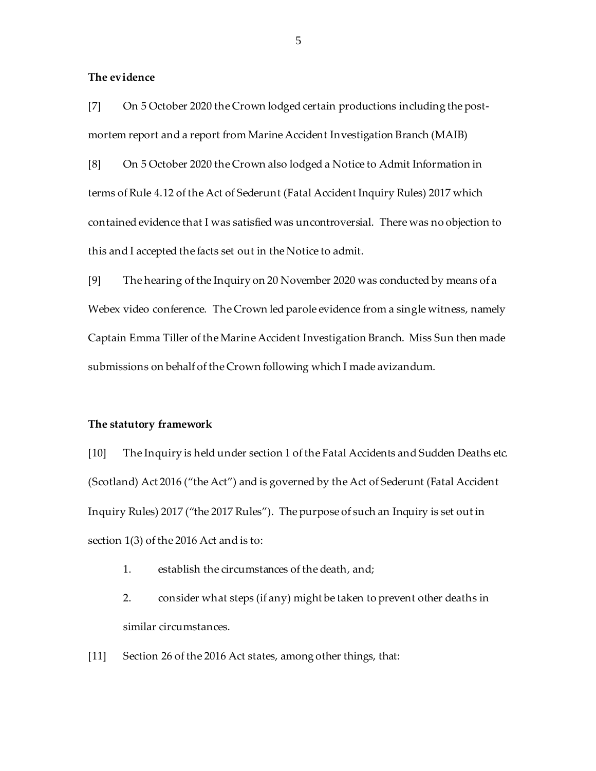**The evidence**

[7] On 5 October 2020 the Crown lodged certain productions including the post-mortem report and a report from Marine Accident Investigation Branch (MAIB)

[8] On 5 October 2020 the Crown also lodged a Notice to Admit Information in terms of Rule 4.12 of the Act of Sederunt (Fatal Accident Inquiry Rules) 2017 which contained evidence that I was satisfied was uncontroversial. There was no objection to this and I accepted the facts set out in the Notice to admit.

[9] The hearing of the Inquiry on 20 November 2020 was conducted by means of a Webex video conference. The Crown led parole evidence from a single witness, namely Captain Emma Tiller of the Marine Accident Investigation Branch. Miss Sun then made submissions on behalf of the Crown following which I made avizandum.

**The statutory framework**

[10] The Inquiry is held under section 1 of the Fatal Accidents and Sudden Deaths etc. (Scotland) Act 2016 ("the Act") and is governed by the Act of Sederunt (Fatal Accident Inquiry Rules) 2017 ("the 2017 Rules"). The purpose of such an Inquiry is set out in section 1(3) of the 2016 Act and is to:

1. establish the circumstances of the death, and;
2. consider what steps (if any) might be taken to prevent other deaths in similar circumstances.

[11] Section 26 of the 2016 Act states, among other things, that: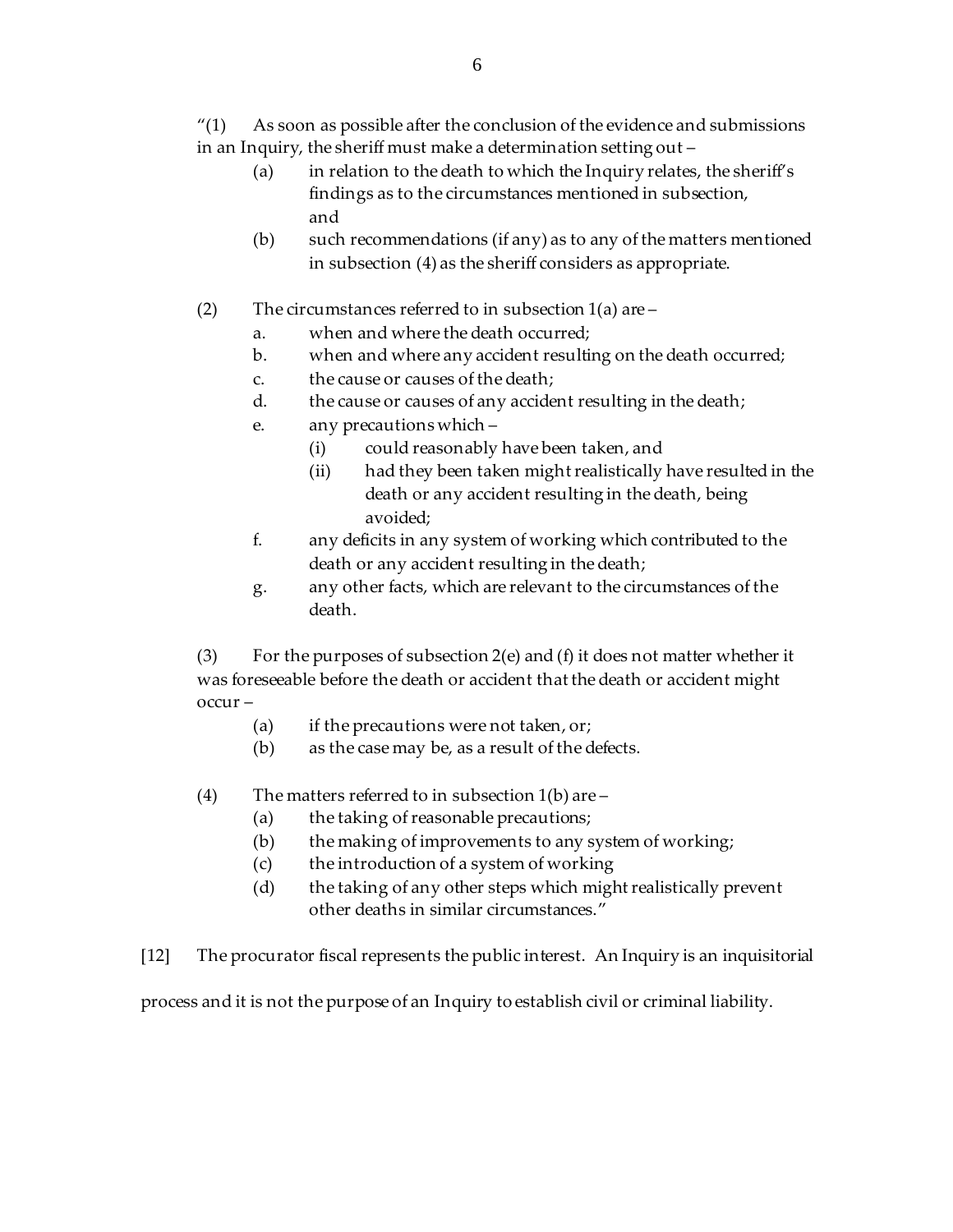"(1) As soon as possible after the conclusion of the evidence and submissions in an Inquiry, the sheriff must make a determination setting out –

> (a) in relation to the death to which the Inquiry relates, the sheriff's findings as to the circumstances mentioned in subsection, and
>
> (b) such recommendations (if any) as to any of the matters mentioned in subsection (4) as the sheriff considers as appropriate.

(2) The circumstances referred to in subsection 1(a) are –

> a. when and where the death occurred;
>
> b. when and where any accident resulting on the death occurred;
>
> c. the cause or causes of the death;
>
> d. the cause or causes of any accident resulting in the death;
>
> e. any precautions which –
>
> > (i) could reasonably have been taken, and
> >
> > (ii) had they been taken might realistically have resulted in the death or any accident resulting in the death, being avoided;
>
> f. any deficits in any system of working which contributed to the death or any accident resulting in the death;
>
> g. any other facts, which are relevant to the circumstances of the death.

(3) For the purposes of subsection 2(e) and (f) it does not matter whether it was foreseeable before the death or accident that the death or accident might occur –

> (a) if the precautions were not taken, or;
>
> (b) as the case may be, as a result of the defects.

(4) The matters referred to in subsection 1(b) are –

> (a) the taking of reasonable precautions;
>
> (b) the making of improvements to any system of working;
>
> (c) the introduction of a system of working
>
> (d) the taking of any other steps which might realistically prevent other deaths in similar circumstances."

[12] The procurator fiscal represents the public interest. An Inquiry is an inquisitorial process and it is not the purpose of an Inquiry to establish civil or criminal liability.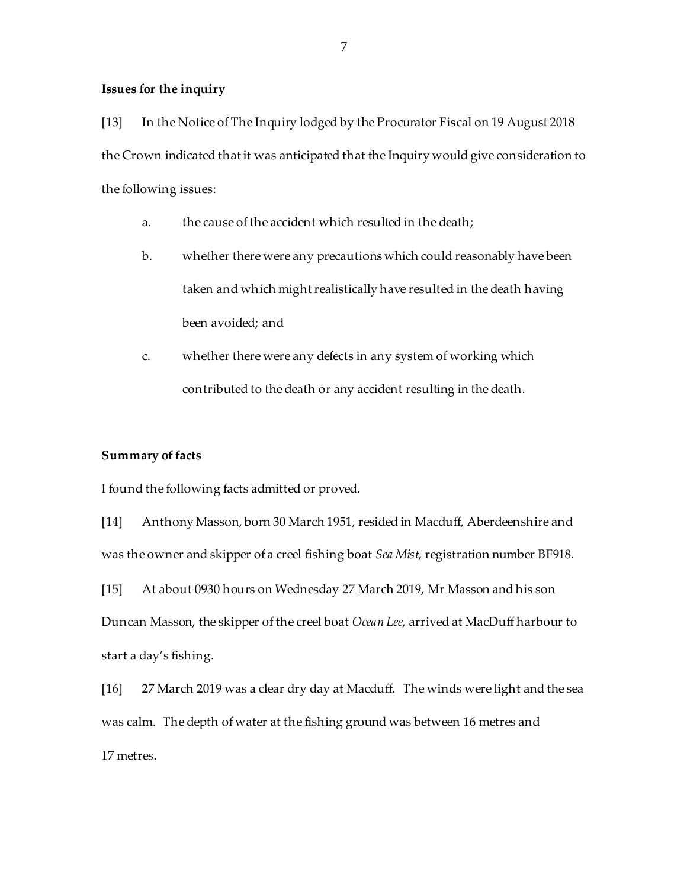**Issues for the inquiry**

[13] In the Notice of The Inquiry lodged by the Procurator Fiscal on 19 August 2018 the Crown indicated that it was anticipated that the Inquiry would give consideration to the following issues:

a. the cause of the accident which resulted in the death;

b. whether there were any precautions which could reasonably have been taken and which might realistically have resulted in the death having been avoided; and

c. whether there were any defects in any system of working which contributed to the death or any accident resulting in the death.

**Summary of facts**

I found the following facts admitted or proved.

[14] Anthony Masson, born 30 March 1951, resided in Macduff, Aberdeenshire and was the owner and skipper of a creel fishing boat *Sea Mist*, registration number BF918.

[15] At about 0930 hours on Wednesday 27 March 2019, Mr Masson and his son Duncan Masson, the skipper of the creel boat *Ocean Lee*, arrived at MacDuff harbour to start a day's fishing.

[16] 27 March 2019 was a clear dry day at Macduff. The winds were light and the sea was calm. The depth of water at the fishing ground was between 16 metres and 17 metres.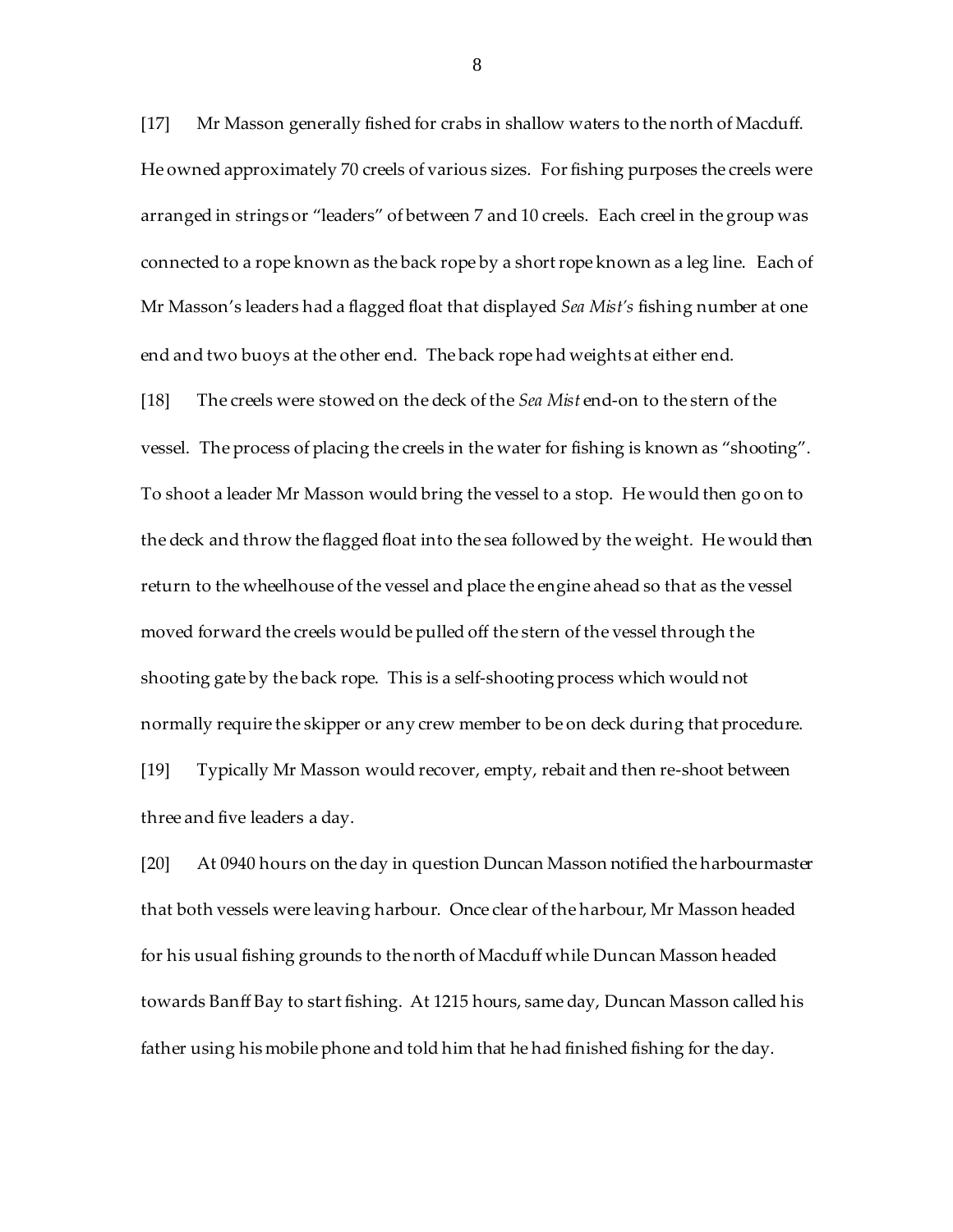[17] Mr Masson generally fished for crabs in shallow waters to the north of Macduff. He owned approximately 70 creels of various sizes. For fishing purposes the creels were arranged in strings or "leaders" of between 7 and 10 creels. Each creel in the group was connected to a rope known as the back rope by a short rope known as a leg line. Each of Mr Masson's leaders had a flagged float that displayed *Sea Mist's* fishing number at one end and two buoys at the other end. The back rope had weights at either end.

[18] The creels were stowed on the deck of the *Sea Mist* end-on to the stern of the vessel. The process of placing the creels in the water for fishing is known as "shooting". To shoot a leader Mr Masson would bring the vessel to a stop. He would then go on to the deck and throw the flagged float into the sea followed by the weight. He would then return to the wheelhouse of the vessel and place the engine ahead so that as the vessel moved forward the creels would be pulled off the stern of the vessel through the shooting gate by the back rope. This is a self-shooting process which would not normally require the skipper or any crew member to be on deck during that procedure.

[19] Typically Mr Masson would recover, empty, rebait and then re-shoot between three and five leaders a day.

[20] At 0940 hours on the day in question Duncan Masson notified the harbourmaster that both vessels were leaving harbour. Once clear of the harbour, Mr Masson headed for his usual fishing grounds to the north of Macduff while Duncan Masson headed towards Banff Bay to start fishing. At 1215 hours, same day, Duncan Masson called his father using his mobile phone and told him that he had finished fishing for the day.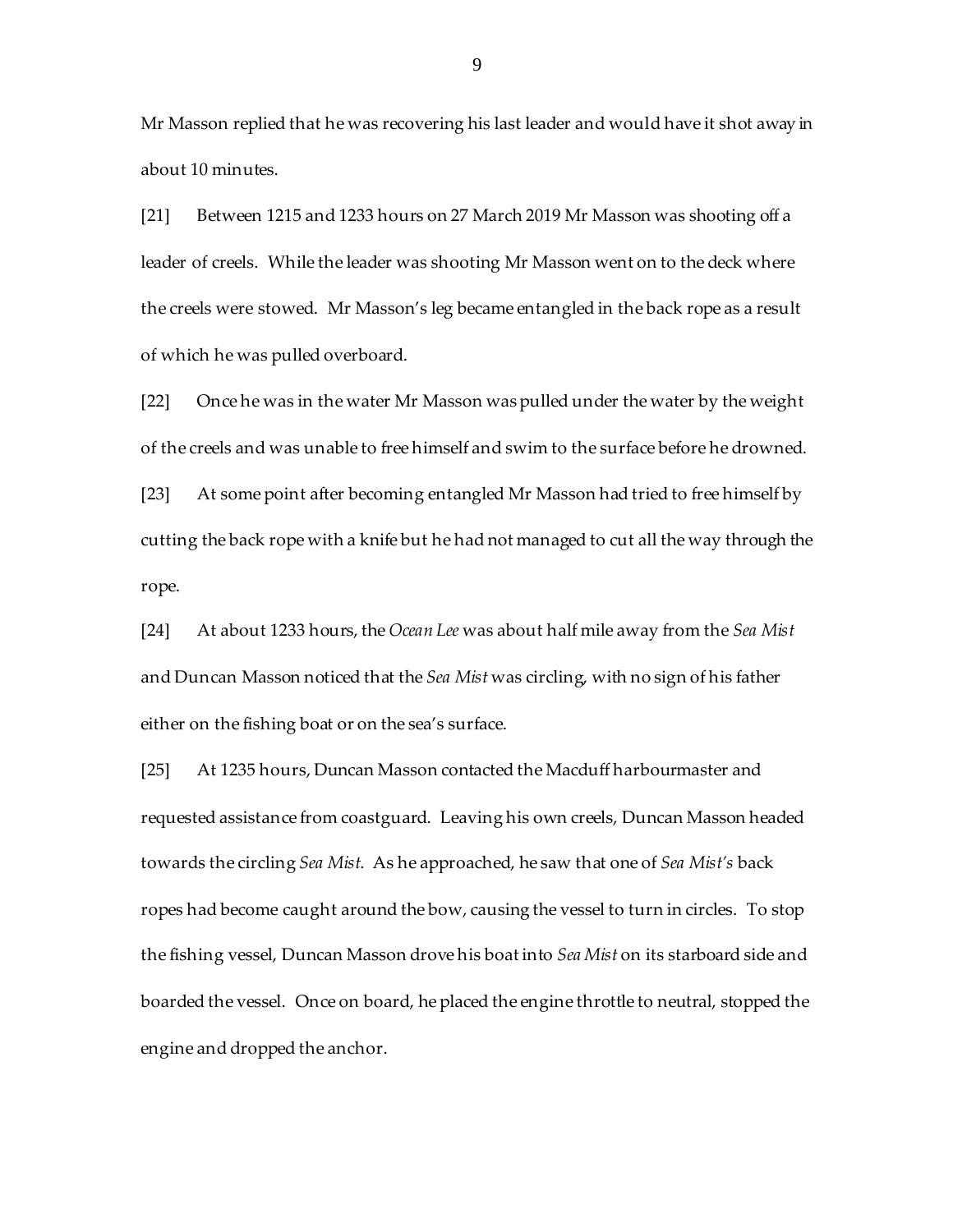Mr Masson replied that he was recovering his last leader and would have it shot away in about 10 minutes.

[21] Between 1215 and 1233 hours on 27 March 2019 Mr Masson was shooting off a leader of creels. While the leader was shooting Mr Masson went on to the deck where the creels were stowed. Mr Masson's leg became entangled in the back rope as a result of which he was pulled overboard.

[22] Once he was in the water Mr Masson was pulled under the water by the weight of the creels and was unable to free himself and swim to the surface before he drowned.

[23] At some point after becoming entangled Mr Masson had tried to free himself by cutting the back rope with a knife but he had not managed to cut all the way through the rope.

[24] At about 1233 hours, the *Ocean Lee* was about half mile away from the *Sea Mist* and Duncan Masson noticed that the *Sea Mist* was circling, with no sign of his father either on the fishing boat or on the sea's surface.

[25] At 1235 hours, Duncan Masson contacted the Macduff harbourmaster and requested assistance from coastguard. Leaving his own creels, Duncan Masson headed towards the circling *Sea Mist*. As he approached, he saw that one of *Sea Mist's* back ropes had become caught around the bow, causing the vessel to turn in circles. To stop the fishing vessel, Duncan Masson drove his boat into *Sea Mist* on its starboard side and boarded the vessel. Once on board, he placed the engine throttle to neutral, stopped the engine and dropped the anchor.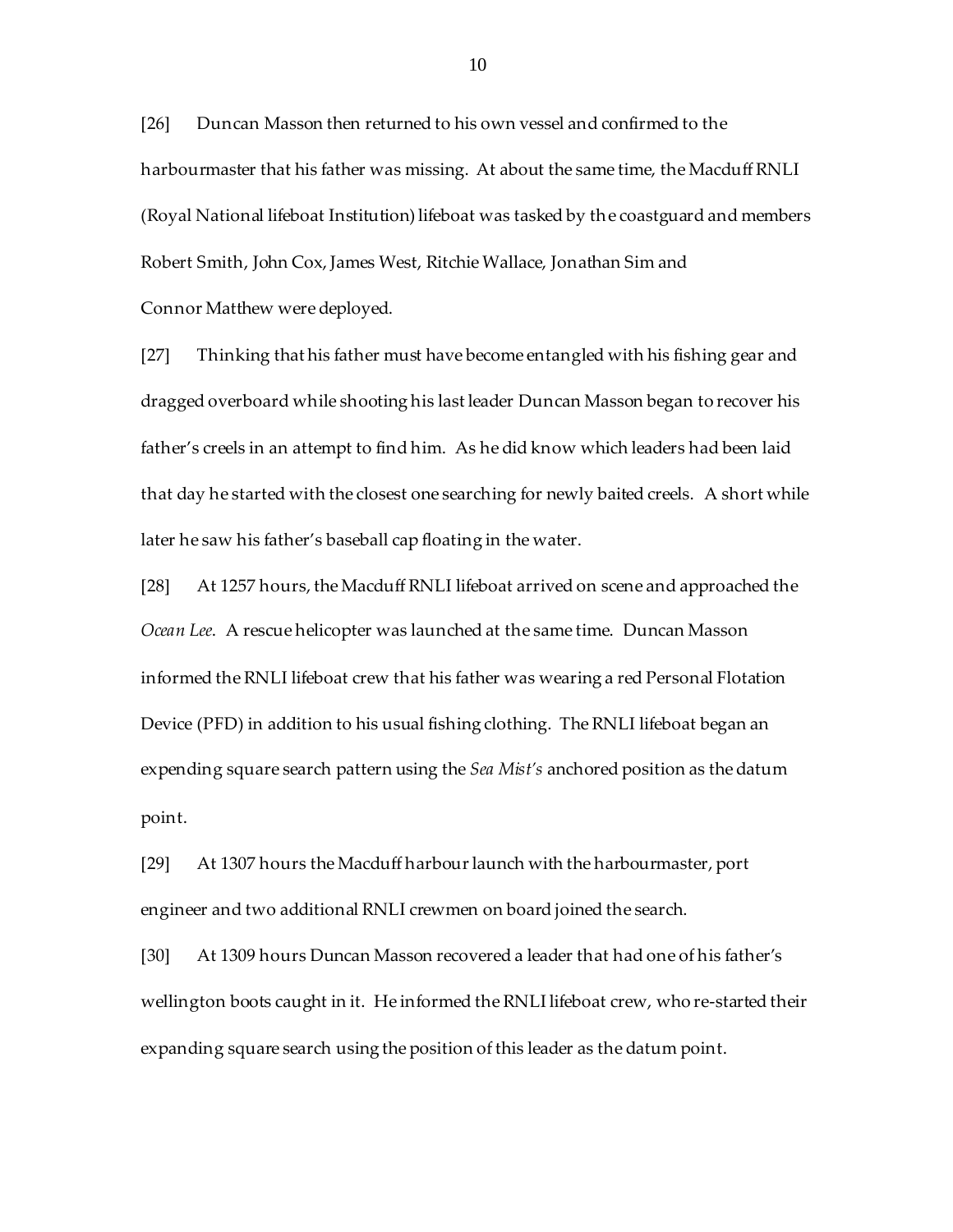[26] Duncan Masson then returned to his own vessel and confirmed to the harbourmaster that his father was missing. At about the same time, the Macduff RNLI (Royal National lifeboat Institution) lifeboat was tasked by the coastguard and members Robert Smith, John Cox, James West, Ritchie Wallace, Jonathan Sim and Connor Matthew were deployed.

[27] Thinking that his father must have become entangled with his fishing gear and dragged overboard while shooting his last leader Duncan Masson began to recover his father's creels in an attempt to find him. As he did know which leaders had been laid that day he started with the closest one searching for newly baited creels. A short while later he saw his father's baseball cap floating in the water.

[28] At 1257 hours, the Macduff RNLI lifeboat arrived on scene and approached the *Ocean Lee*. A rescue helicopter was launched at the same time. Duncan Masson informed the RNLI lifeboat crew that his father was wearing a red Personal Flotation Device (PFD) in addition to his usual fishing clothing. The RNLI lifeboat began an expending square search pattern using the *Sea Mist's* anchored position as the datum point.

[29] At 1307 hours the Macduff harbour launch with the harbourmaster, port engineer and two additional RNLI crewmen on board joined the search.

[30] At 1309 hours Duncan Masson recovered a leader that had one of his father's wellington boots caught in it. He informed the RNLI lifeboat crew, who re-started their expanding square search using the position of this leader as the datum point.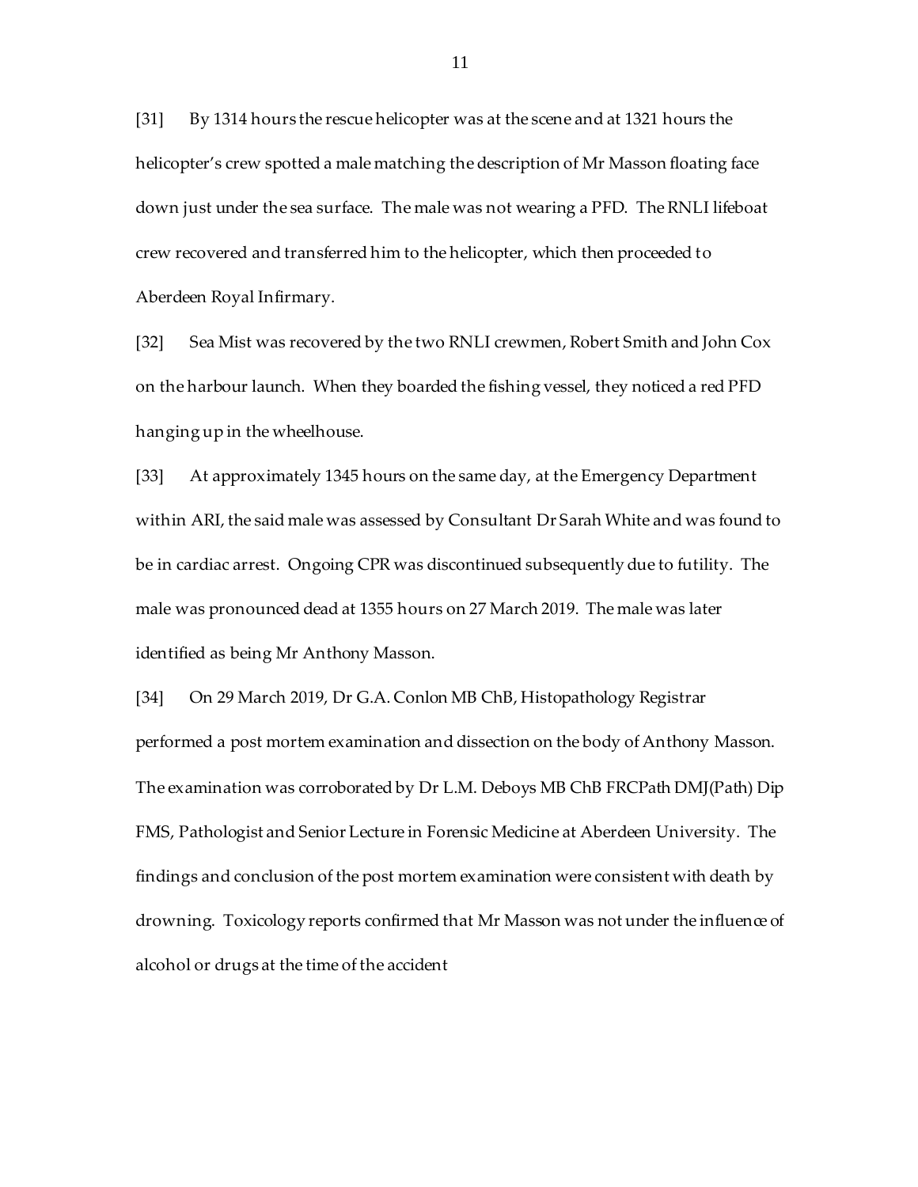[31] By 1314 hours the rescue helicopter was at the scene and at 1321 hours the helicopter's crew spotted a male matching the description of Mr Masson floating face down just under the sea surface. The male was not wearing a PFD. The RNLI lifeboat crew recovered and transferred him to the helicopter, which then proceeded to Aberdeen Royal Infirmary.

[32] Sea Mist was recovered by the two RNLI crewmen, Robert Smith and John Cox on the harbour launch. When they boarded the fishing vessel, they noticed a red PFD hanging up in the wheelhouse.

[33] At approximately 1345 hours on the same day, at the Emergency Department within ARI, the said male was assessed by Consultant Dr Sarah White and was found to be in cardiac arrest. Ongoing CPR was discontinued subsequently due to futility. The male was pronounced dead at 1355 hours on 27 March 2019. The male was later identified as being Mr Anthony Masson.

[34] On 29 March 2019, Dr G.A. Conlon MB ChB, Histopathology Registrar performed a post mortem examination and dissection on the body of Anthony Masson. The examination was corroborated by Dr L.M. Deboys MB ChB FRCPath DMJ(Path) Dip FMS, Pathologist and Senior Lecture in Forensic Medicine at Aberdeen University. The findings and conclusion of the post mortem examination were consistent with death by drowning. Toxicology reports confirmed that Mr Masson was not under the influence of alcohol or drugs at the time of the accident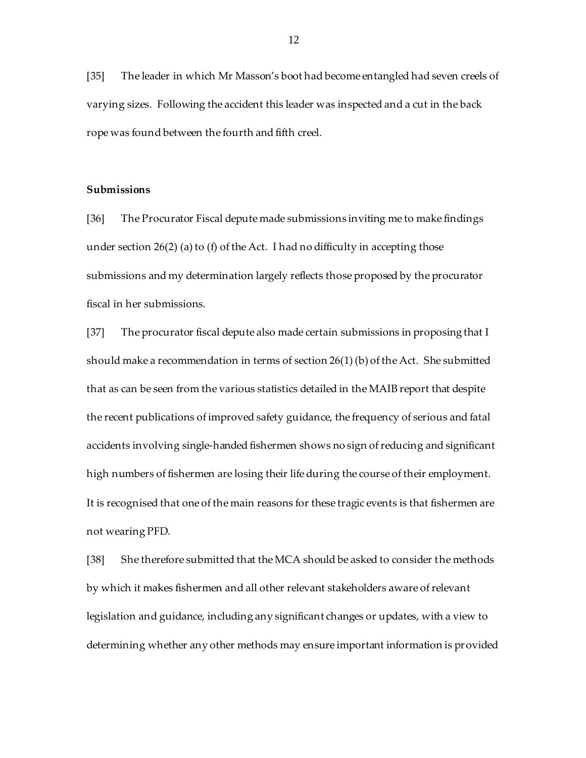[35] The leader in which Mr Masson's boot had become entangled had seven creels of varying sizes. Following the accident this leader was inspected and a cut in the back rope was found between the fourth and fifth creel.

**Submissions**

[36] The Procurator Fiscal depute made submissions inviting me to make findings under section 26(2) (a) to (f) of the Act. I had no difficulty in accepting those submissions and my determination largely reflects those proposed by the procurator fiscal in her submissions.

[37] The procurator fiscal depute also made certain submissions in proposing that I should make a recommendation in terms of section 26(1) (b) of the Act. She submitted that as can be seen from the various statistics detailed in the MAIB report that despite the recent publications of improved safety guidance, the frequency of serious and fatal accidents involving single-handed fishermen shows no sign of reducing and significant high numbers of fishermen are losing their life during the course of their employment. It is recognised that one of the main reasons for these tragic events is that fishermen are not wearing PFD.

[38] She therefore submitted that the MCA should be asked to consider the methods by which it makes fishermen and all other relevant stakeholders aware of relevant legislation and guidance, including any significant changes or updates, with a view to determining whether any other methods may ensure important information is provided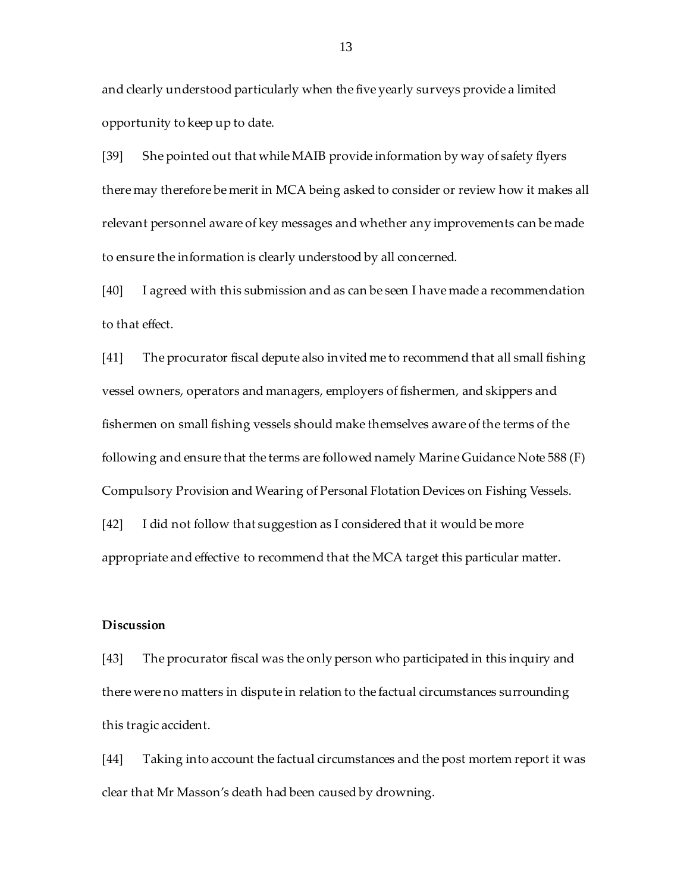and clearly understood particularly when the five yearly surveys provide a limited opportunity to keep up to date.

[39] She pointed out that while MAIB provide information by way of safety flyers there may therefore be merit in MCA being asked to consider or review how it makes all relevant personnel aware of key messages and whether any improvements can be made to ensure the information is clearly understood by all concerned.

[40] I agreed with this submission and as can be seen I have made a recommendation to that effect.

[41] The procurator fiscal depute also invited me to recommend that all small fishing vessel owners, operators and managers, employers of fishermen, and skippers and fishermen on small fishing vessels should make themselves aware of the terms of the following and ensure that the terms are followed namely Marine Guidance Note 588 (F) Compulsory Provision and Wearing of Personal Flotation Devices on Fishing Vessels.

[42] I did not follow that suggestion as I considered that it would be more appropriate and effective to recommend that the MCA target this particular matter.

**Discussion**

[43] The procurator fiscal was the only person who participated in this inquiry and there were no matters in dispute in relation to the factual circumstances surrounding this tragic accident.

[44] Taking into account the factual circumstances and the post mortem report it was clear that Mr Masson's death had been caused by drowning.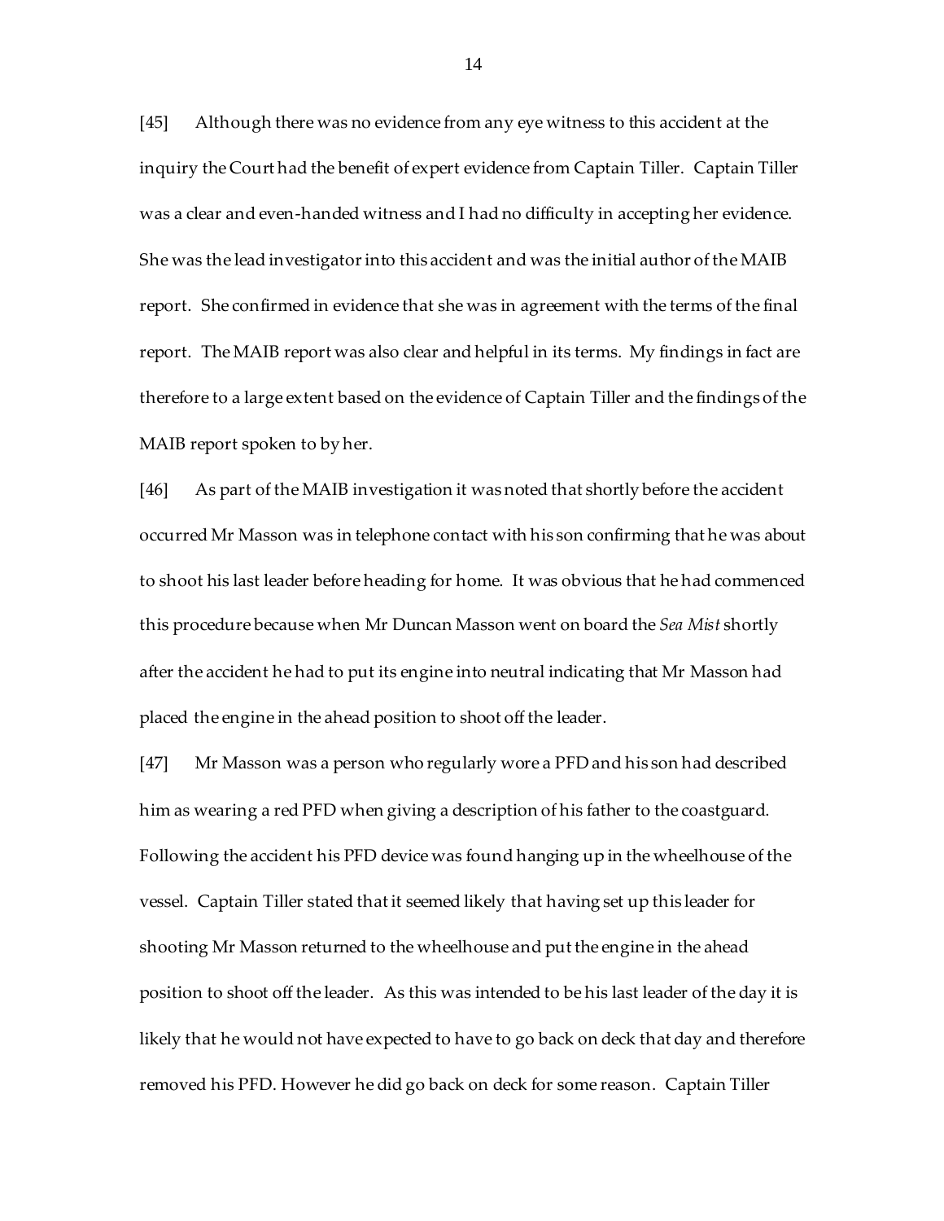[45] Although there was no evidence from any eye witness to this accident at the inquiry the Court had the benefit of expert evidence from Captain Tiller. Captain Tiller was a clear and even-handed witness and I had no difficulty in accepting her evidence. She was the lead investigator into this accident and was the initial author of the MAIB report. She confirmed in evidence that she was in agreement with the terms of the final report. The MAIB report was also clear and helpful in its terms. My findings in fact are therefore to a large extent based on the evidence of Captain Tiller and the findings of the MAIB report spoken to by her.

[46] As part of the MAIB investigation it was noted that shortly before the accident occurred Mr Masson was in telephone contact with his son confirming that he was about to shoot his last leader before heading for home. It was obvious that he had commenced this procedure because when Mr Duncan Masson went on board the *Sea Mist* shortly after the accident he had to put its engine into neutral indicating that Mr Masson had placed the engine in the ahead position to shoot off the leader.

[47] Mr Masson was a person who regularly wore a PFD and his son had described him as wearing a red PFD when giving a description of his father to the coastguard. Following the accident his PFD device was found hanging up in the wheelhouse of the vessel. Captain Tiller stated that it seemed likely that having set up this leader for shooting Mr Masson returned to the wheelhouse and put the engine in the ahead position to shoot off the leader. As this was intended to be his last leader of the day it is likely that he would not have expected to have to go back on deck that day and therefore removed his PFD. However he did go back on deck for some reason. Captain Tiller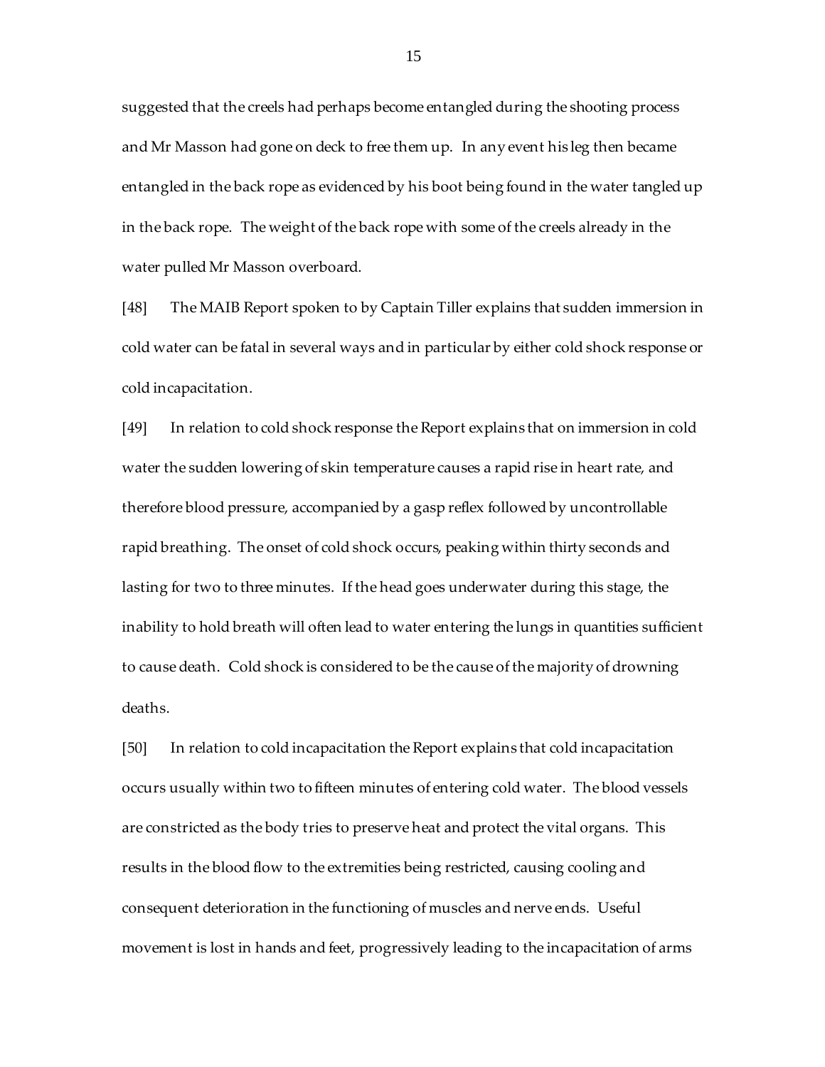suggested that the creels had perhaps become entangled during the shooting process and Mr Masson had gone on deck to free them up. In any event his leg then became entangled in the back rope as evidenced by his boot being found in the water tangled up in the back rope. The weight of the back rope with some of the creels already in the water pulled Mr Masson overboard.

[48] The MAIB Report spoken to by Captain Tiller explains that sudden immersion in cold water can be fatal in several ways and in particular by either cold shock response or cold incapacitation.

[49] In relation to cold shock response the Report explains that on immersion in cold water the sudden lowering of skin temperature causes a rapid rise in heart rate, and therefore blood pressure, accompanied by a gasp reflex followed by uncontrollable rapid breathing. The onset of cold shock occurs, peaking within thirty seconds and lasting for two to three minutes. If the head goes underwater during this stage, the inability to hold breath will often lead to water entering the lungs in quantities sufficient to cause death. Cold shock is considered to be the cause of the majority of drowning deaths.

[50] In relation to cold incapacitation the Report explains that cold incapacitation occurs usually within two to fifteen minutes of entering cold water. The blood vessels are constricted as the body tries to preserve heat and protect the vital organs. This results in the blood flow to the extremities being restricted, causing cooling and consequent deterioration in the functioning of muscles and nerve ends. Useful movement is lost in hands and feet, progressively leading to the incapacitation of arms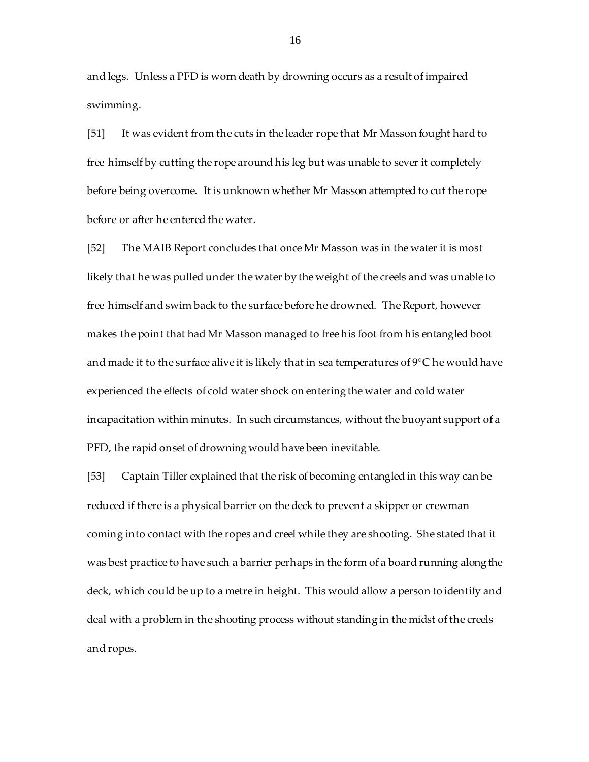and legs. Unless a PFD is worn death by drowning occurs as a result of impaired swimming.

[51] It was evident from the cuts in the leader rope that Mr Masson fought hard to free himself by cutting the rope around his leg but was unable to sever it completely before being overcome. It is unknown whether Mr Masson attempted to cut the rope before or after he entered the water.

[52] The MAIB Report concludes that once Mr Masson was in the water it is most likely that he was pulled under the water by the weight of the creels and was unable to free himself and swim back to the surface before he drowned. The Report, however makes the point that had Mr Masson managed to free his foot from his entangled boot and made it to the surface alive it is likely that in sea temperatures of 9°C he would have experienced the effects of cold water shock on entering the water and cold water incapacitation within minutes. In such circumstances, without the buoyant support of a PFD, the rapid onset of drowning would have been inevitable.

[53] Captain Tiller explained that the risk of becoming entangled in this way can be reduced if there is a physical barrier on the deck to prevent a skipper or crewman coming into contact with the ropes and creel while they are shooting. She stated that it was best practice to have such a barrier perhaps in the form of a board running along the deck, which could be up to a metre in height. This would allow a person to identify and deal with a problem in the shooting process without standing in the midst of the creels and ropes.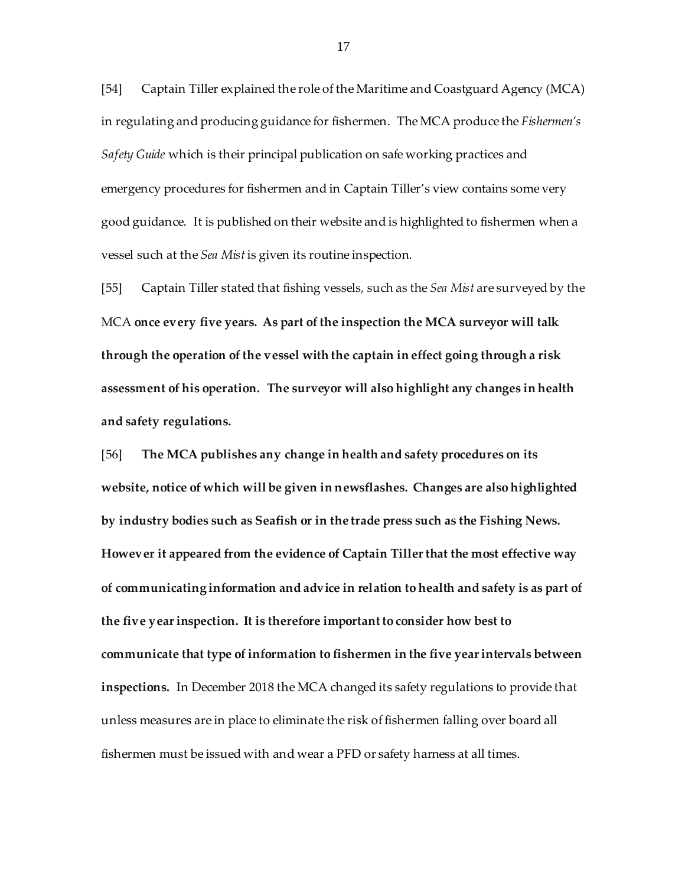[54] Captain Tiller explained the role of the Maritime and Coastguard Agency (MCA) in regulating and producing guidance for fishermen. The MCA produce the *Fishermen's Safety Guide* which is their principal publication on safe working practices and emergency procedures for fishermen and in Captain Tiller's view contains some very good guidance. It is published on their website and is highlighted to fishermen when a vessel such at the *Sea Mist* is given its routine inspection.

[55] Captain Tiller stated that fishing vessels, such as the *Sea Mist* are surveyed by the MCA **once every five years. As part of the inspection the MCA surveyor will talk through the operation of the vessel with the captain in effect going through a risk assessment of his operation. The surveyor will also highlight any changes in health and safety regulations.**

[56] **The MCA publishes any change in health and safety procedures on its website, notice of which will be given in newsflashes. Changes are also highlighted by industry bodies such as Seafish or in the trade press such as the Fishing News. However it appeared from the evidence of Captain Tiller that the most effective way of communicating information and advice in relation to health and safety is as part of the five year inspection. It is therefore important to consider how best to communicate that type of information to fishermen in the five year intervals between inspections.** In December 2018 the MCA changed its safety regulations to provide that unless measures are in place to eliminate the risk of fishermen falling over board all fishermen must be issued with and wear a PFD or safety harness at all times.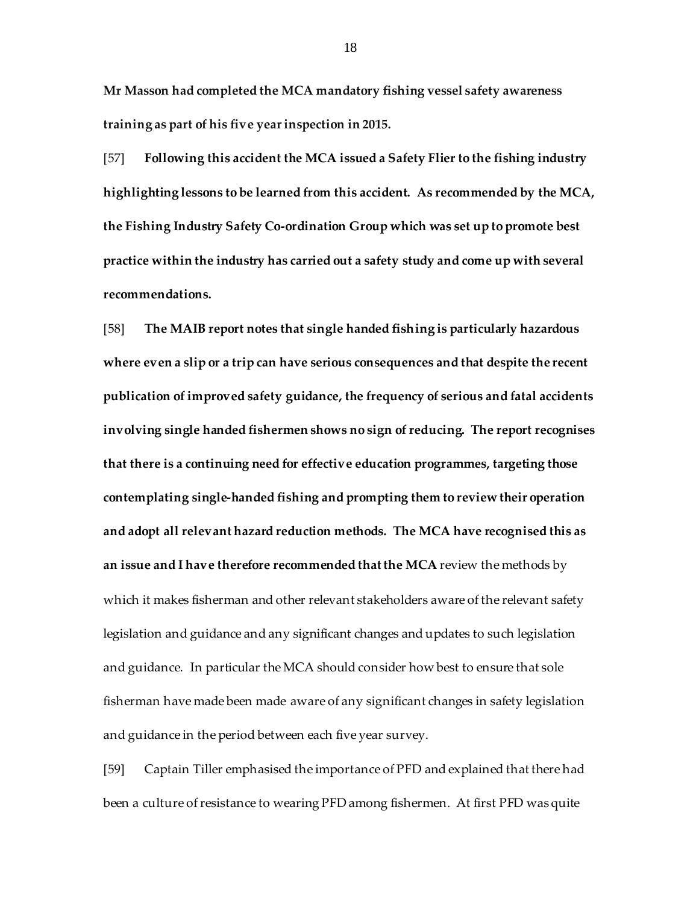**Mr Masson had completed the MCA mandatory fishing vessel safety awareness training as part of his five year inspection in 2015.**

[57] **Following this accident the MCA issued a Safety Flier to the fishing industry highlighting lessons to be learned from this accident. As recommended by the MCA, the Fishing Industry Safety Co-ordination Group which was set up to promote best practice within the industry has carried out a safety study and come up with several recommendations.**

[58] **The MAIB report notes that single handed fishing is particularly hazardous where even a slip or a trip can have serious consequences and that despite the recent publication of improved safety guidance, the frequency of serious and fatal accidents involving single handed fishermen shows no sign of reducing. The report recognises that there is a continuing need for effective education programmes, targeting those contemplating single-handed fishing and prompting them to review their operation and adopt all relevant hazard reduction methods. The MCA have recognised this as an issue and I have therefore recommended that the MCA** review the methods by which it makes fisherman and other relevant stakeholders aware of the relevant safety legislation and guidance and any significant changes and updates to such legislation and guidance. In particular the MCA should consider how best to ensure that sole fisherman have made been made aware of any significant changes in safety legislation and guidance in the period between each five year survey.

[59] Captain Tiller emphasised the importance of PFD and explained that there had been a culture of resistance to wearing PFD among fishermen. At first PFD was quite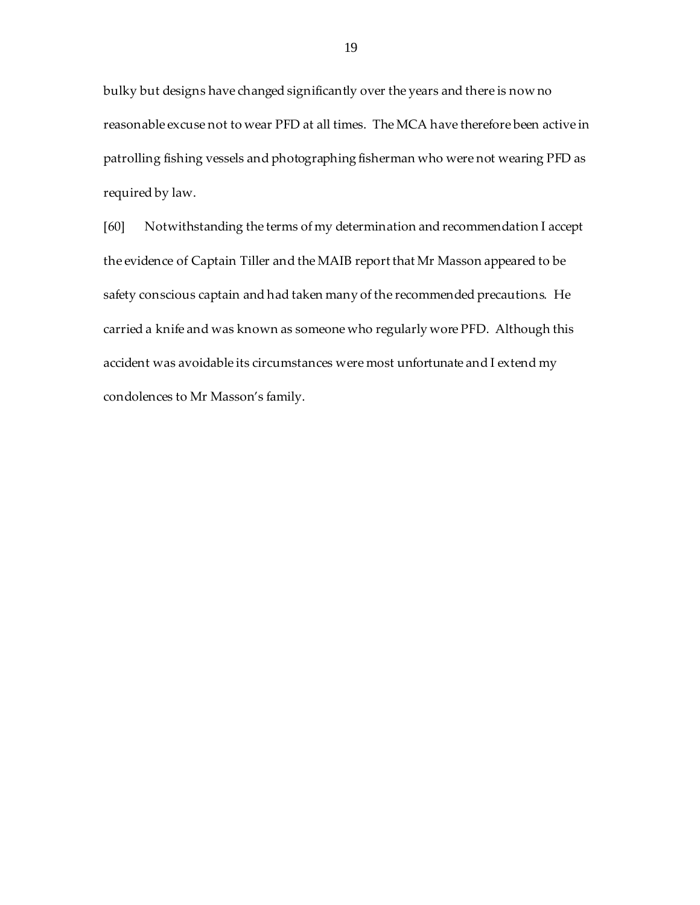bulky but designs have changed significantly over the years and there is now no reasonable excuse not to wear PFD at all times. The MCA have therefore been active in patrolling fishing vessels and photographing fisherman who were not wearing PFD as required by law.

[60] Notwithstanding the terms of my determination and recommendation I accept the evidence of Captain Tiller and the MAIB report that Mr Masson appeared to be safety conscious captain and had taken many of the recommended precautions. He carried a knife and was known as someone who regularly wore PFD. Although this accident was avoidable its circumstances were most unfortunate and I extend my condolences to Mr Masson's family.